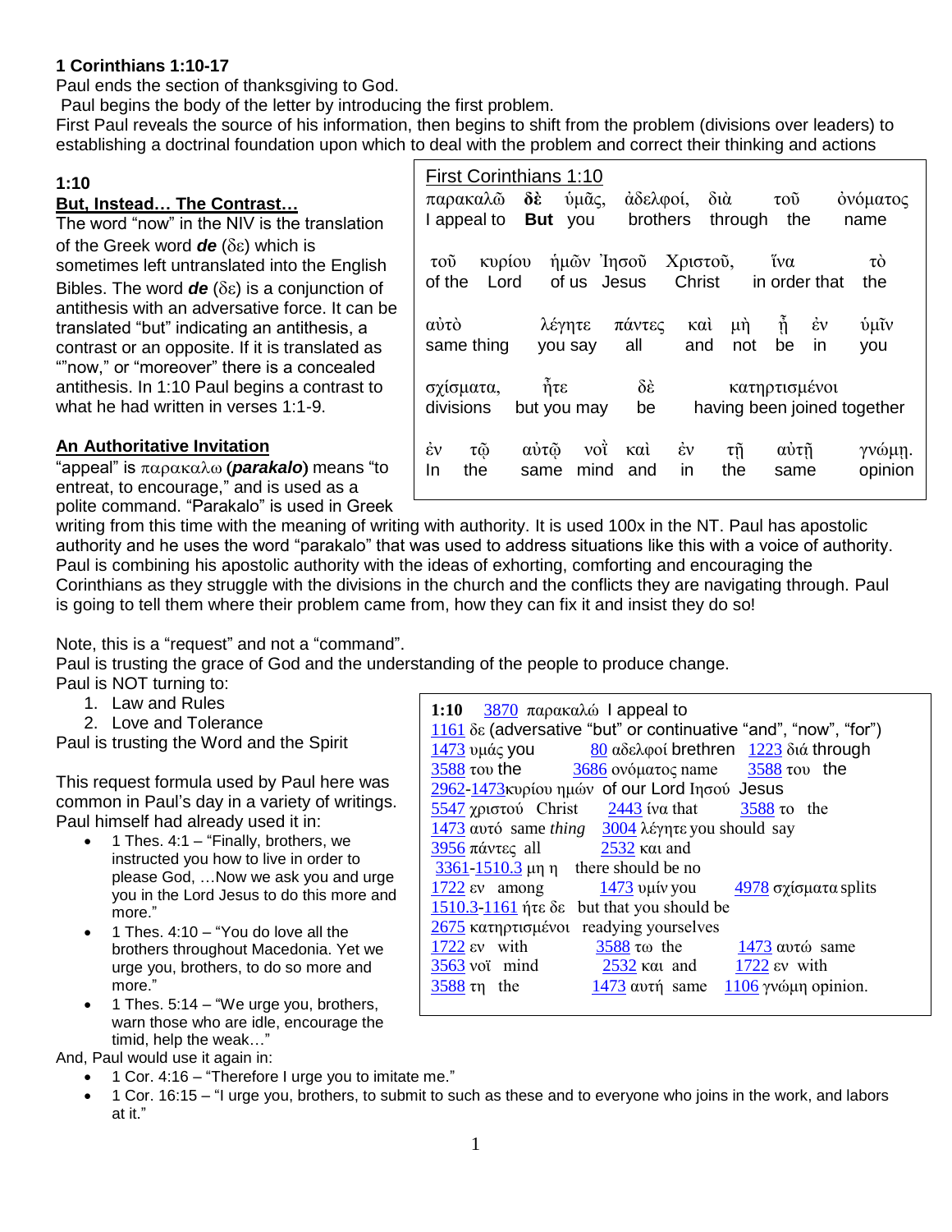**1 Corinthians 1:10-17**

Paul ends the section of thanksgiving to God.

Paul begins the body of the letter by introducing the first problem.

First Paul reveals the source of his information, then begins to shift from the problem (divisions over leaders) to establishing a doctrinal foundation upon which to deal with the problem and correct their thinking and actions

**1:10**

**But, Instead… The Contrast…**

The word "now" in the NIV is the translation of the Greek word ***de*** (δε) which is sometimes left untranslated into the English Bibles. The word ***de*** (δε) is a conjunction of antithesis with an adversative force. It can be translated "but" indicating an antithesis, a contrast or an opposite. If it is translated as ""now," or "moreover" there is a concealed antithesis. In 1:10 Paul begins a contrast to what he had written in verses 1:1-9.

First Corinthians 1:10

| παρακαλῶ | **δὲ** | ὑμᾶς, | ἀδελφοί, | διὰ | τοῦ | ὀνόματος |
|---|---|---|---|---|---|---|
| I appeal to | **But** | you | brothers | through | the | name |

| τοῦ | κυρίου | ἡμῶν | Ἰησοῦ | Χριστοῦ, | ἵνα | τὸ |
|---|---|---|---|---|---|---|
| of the | Lord | of us | Jesus | Christ | in order that | the |

| αὐτὸ | λέγητε | πάντες | καὶ | μὴ | ᾖ | ἐν | ὑμῖν |
|---|---|---|---|---|---|---|---|
| same thing | you say | all | and | not | be | in | you |

| σχίσματα, | ἦτε | δὲ | κατηρτισμένοι |
|---|---|---|---|
| divisions | but you may | be | having been joined together |

| ἐν | τῷ | αὐτῷ | νοῒ | καὶ | ἐν | τῇ | αὐτῇ | γνώμῃ. |
|---|---|---|---|---|---|---|---|---|
| In | the | same | mind | and | in | the | same | opinion |

**An Authoritative Invitation**

"appeal" is παρακαλω (***parakalo***) means "to entreat, to encourage," and is used as a polite command. "Parakalo" is used in Greek writing from this time with the meaning of writing with authority. It is used 100x in the NT. Paul has apostolic authority and he uses the word "parakalo" that was used to address situations like this with a voice of authority. Paul is combining his apostolic authority with the ideas of exhorting, comforting and encouraging the Corinthians as they struggle with the divisions in the church and the conflicts they are navigating through. Paul is going to tell them where their problem came from, how they can fix it and insist they do so!

Note, this is a "request" and not a "command".

Paul is trusting the grace of God and the understanding of the people to produce change.

Paul is NOT turning to:

1. Law and Rules
2. Love and Tolerance

Paul is trusting the Word and the Spirit

**1:10** 3870 παρακαλώ I appeal to
1161 δε (adversative "but" or continuative "and", "now", "for")
1473 υμάς you 80 αδελφοί brethren 1223 διά through
3588 του the 3686 ονόματος name 3588 του the
2962-1473κυρίου ημών of our Lord Ιησού Jesus
5547 χριστού Christ 2443 ίνα that 3588 το the
1473 αυτό same *thing* 3004 λέγητε you should say
3956 πάντες all 2532 και and
3361-1510.3 μη η there should be no
1722 εν among 1473 υμίν you 4978 σχίσματα splits
1510.3-1161 ήτε δε but that you should be
2675 κατηρτισμένοι readying yourselves
1722 εν with 3588 τω the 1473 αυτώ same
3563 νοΐ mind 2532 και and 1722 εν with
3588 τη the 1473 αυτή same 1106 γνώμη opinion.

This request formula used by Paul here was common in Paul's day in a variety of writings. Paul himself had already used it in:

- 1 Thes. 4:1 – "Finally, brothers, we instructed you how to live in order to please God, …Now we ask you and urge you in the Lord Jesus to do this more and more."
- 1 Thes. 4:10 – "You do love all the brothers throughout Macedonia. Yet we urge you, brothers, to do so more and more."
- 1 Thes. 5:14 – "We urge you, brothers, warn those who are idle, encourage the timid, help the weak…"

And, Paul would use it again in:

- 1 Cor. 4:16 – "Therefore I urge you to imitate me."
- 1 Cor. 16:15 – "I urge you, brothers, to submit to such as these and to everyone who joins in the work, and labors at it."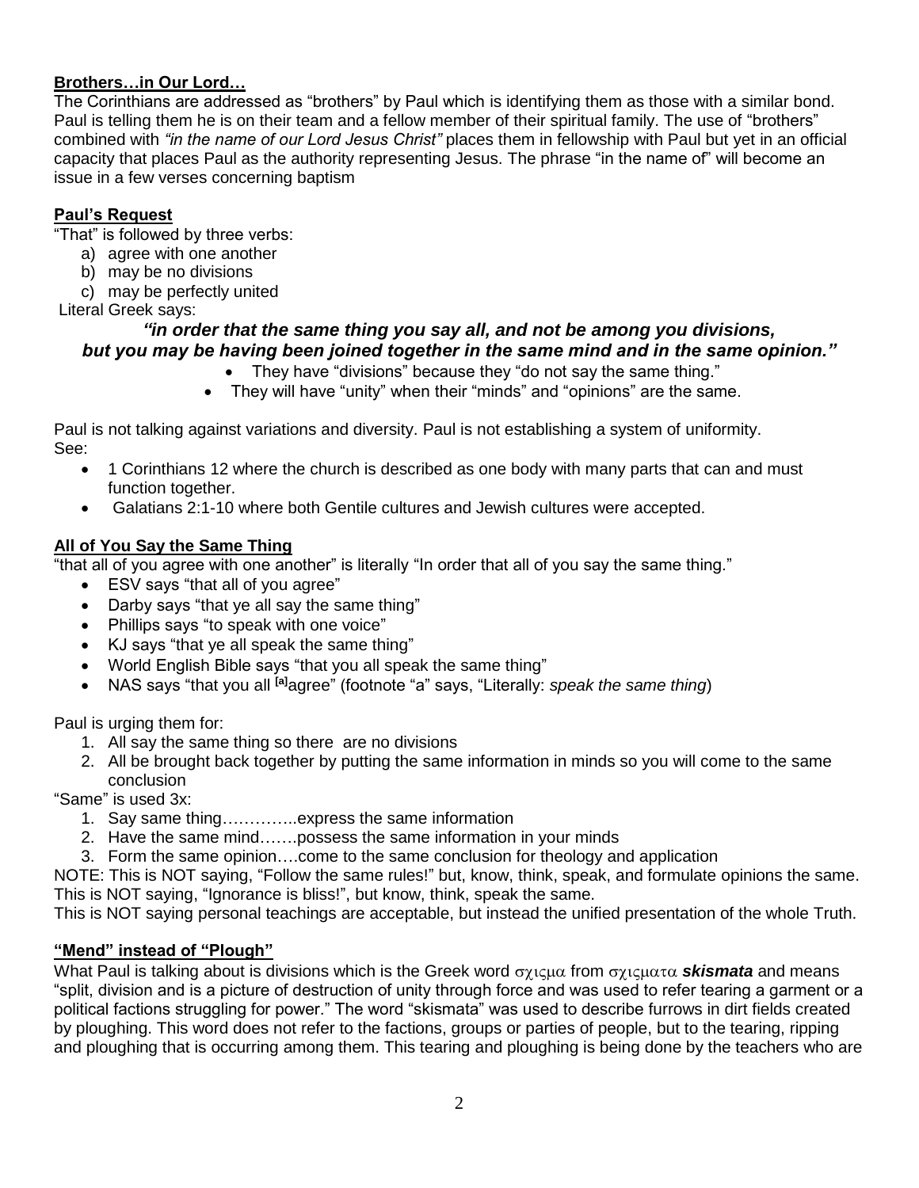**Brothers…in Our Lord…**

The Corinthians are addressed as "brothers" by Paul which is identifying them as those with a similar bond. Paul is telling them he is on their team and a fellow member of their spiritual family. The use of "brothers" combined with *"in the name of our Lord Jesus Christ"* places them in fellowship with Paul but yet in an official capacity that places Paul as the authority representing Jesus. The phrase "in the name of" will become an issue in a few verses concerning baptism

**Paul's Request**

"That" is followed by three verbs:

a) agree with one another
b) may be no divisions
c) may be perfectly united

Literal Greek says:

***"in order that the same thing you say all, and not be among you divisions, but you may be having been joined together in the same mind and in the same opinion."***

- They have "divisions" because they "do not say the same thing."
- They will have "unity" when their "minds" and "opinions" are the same.

Paul is not talking against variations and diversity. Paul is not establishing a system of uniformity. See:

- 1 Corinthians 12 where the church is described as one body with many parts that can and must function together.
- Galatians 2:1-10 where both Gentile cultures and Jewish cultures were accepted.

**All of You Say the Same Thing**

"that all of you agree with one another" is literally "In order that all of you say the same thing."

- ESV says "that all of you agree"
- Darby says "that ye all say the same thing"
- Phillips says "to speak with one voice"
- KJ says "that ye all speak the same thing"
- World English Bible says "that you all speak the same thing"
- NAS says "that you all [a]agree" (footnote "a" says, "Literally: *speak the same thing*)

Paul is urging them for:

1. All say the same thing so there are no divisions
2. All be brought back together by putting the same information in minds so you will come to the same conclusion

"Same" is used 3x:

1. Say same thing…………..express the same information
2. Have the same mind…….possess the same information in your minds
3. Form the same opinion….come to the same conclusion for theology and application

NOTE: This is NOT saying, "Follow the same rules!" but, know, think, speak, and formulate opinions the same.
This is NOT saying, "Ignorance is bliss!", but know, think, speak the same.
This is NOT saying personal teachings are acceptable, but instead the unified presentation of the whole Truth.

**"Mend" instead of "Plough"**

What Paul is talking about is divisions which is the Greek word σχισμα from σχισματα ***skismata*** and means "split, division and is a picture of destruction of unity through force and was used to refer tearing a garment or a political factions struggling for power." The word "skismata" was used to describe furrows in dirt fields created by ploughing. This word does not refer to the factions, groups or parties of people, but to the tearing, ripping and ploughing that is occurring among them. This tearing and ploughing is being done by the teachers who are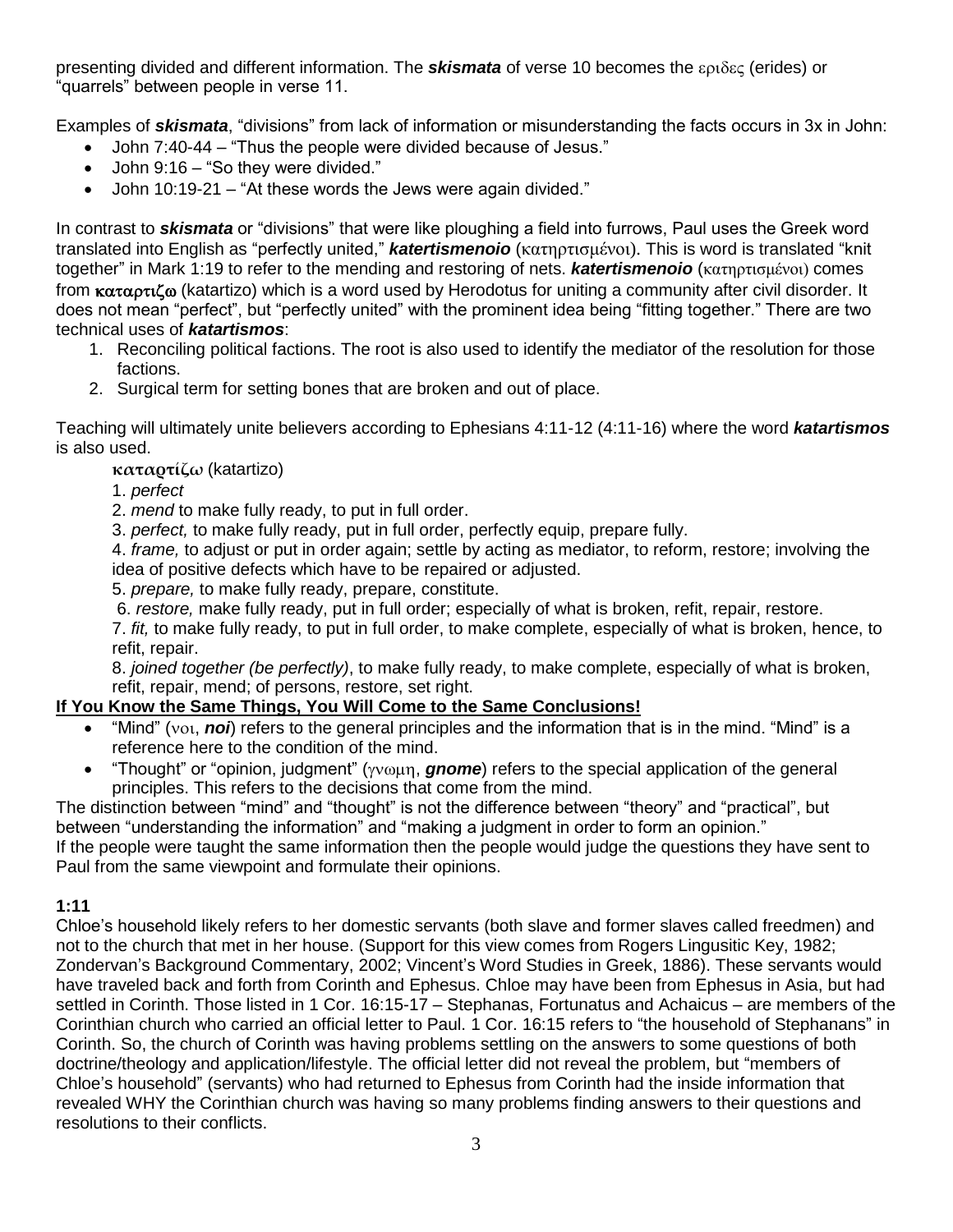presenting divided and different information. The ***skismata*** of verse 10 becomes the εριδες (erides) or "quarrels" between people in verse 11.

Examples of ***skismata***, "divisions" from lack of information or misunderstanding the facts occurs in 3x in John:

- John 7:40-44 – "Thus the people were divided because of Jesus."
- John 9:16 – "So they were divided."
- John 10:19-21 – "At these words the Jews were again divided."

In contrast to ***skismata*** or "divisions" that were like ploughing a field into furrows, Paul uses the Greek word translated into English as "perfectly united," ***katertismenoio*** (κατηρτισμένοι). This is word is translated "knit together" in Mark 1:19 to refer to the mending and restoring of nets. ***katertismenoio*** (κατηρτισμένοι) comes from **καταρτιζω** (katartizo) which is a word used by Herodotus for uniting a community after civil disorder. It does not mean "perfect", but "perfectly united" with the prominent idea being "fitting together." There are two technical uses of ***katartismos***:

1. Reconciling political factions. The root is also used to identify the mediator of the resolution for those factions.
2. Surgical term for setting bones that are broken and out of place.

Teaching will ultimately unite believers according to Ephesians 4:11-12 (4:11-16) where the word ***katartismos*** is also used.

**καταρτίζω** (katartizo)

1. *perfect*
2. *mend* to make fully ready, to put in full order.
3. *perfect,* to make fully ready, put in full order, perfectly equip, prepare fully.
4. *frame,* to adjust or put in order again; settle by acting as mediator, to reform, restore; involving the idea of positive defects which have to be repaired or adjusted.
5. *prepare,* to make fully ready, prepare, constitute.
6. *restore,* make fully ready, put in full order; especially of what is broken, refit, repair, restore.
7. *fit,* to make fully ready, to put in full order, to make complete, especially of what is broken, hence, to refit, repair.
8. *joined together (be perfectly)*, to make fully ready, to make complete, especially of what is broken, refit, repair, mend; of persons, restore, set right.

**If You Know the Same Things, You Will Come to the Same Conclusions!**

- "Mind" (νοι, ***noi***) refers to the general principles and the information that is in the mind. "Mind" is a reference here to the condition of the mind.
- "Thought" or "opinion, judgment" (γνωμη, ***gnome***) refers to the special application of the general principles. This refers to the decisions that come from the mind.

The distinction between "mind" and "thought" is not the difference between "theory" and "practical", but between "understanding the information" and "making a judgment in order to form an opinion."
If the people were taught the same information then the people would judge the questions they have sent to Paul from the same viewpoint and formulate their opinions.

**1:11**

Chloe's household likely refers to her domestic servants (both slave and former slaves called freedmen) and not to the church that met in her house. (Support for this view comes from Rogers Lingusitic Key, 1982; Zondervan's Background Commentary, 2002; Vincent's Word Studies in Greek, 1886). These servants would have traveled back and forth from Corinth and Ephesus. Chloe may have been from Ephesus in Asia, but had settled in Corinth. Those listed in 1 Cor. 16:15-17 – Stephanas, Fortunatus and Achaicus – are members of the Corinthian church who carried an official letter to Paul. 1 Cor. 16:15 refers to "the household of Stephanans" in Corinth. So, the church of Corinth was having problems settling on the answers to some questions of both doctrine/theology and application/lifestyle. The official letter did not reveal the problem, but "members of Chloe's household" (servants) who had returned to Ephesus from Corinth had the inside information that revealed WHY the Corinthian church was having so many problems finding answers to their questions and resolutions to their conflicts.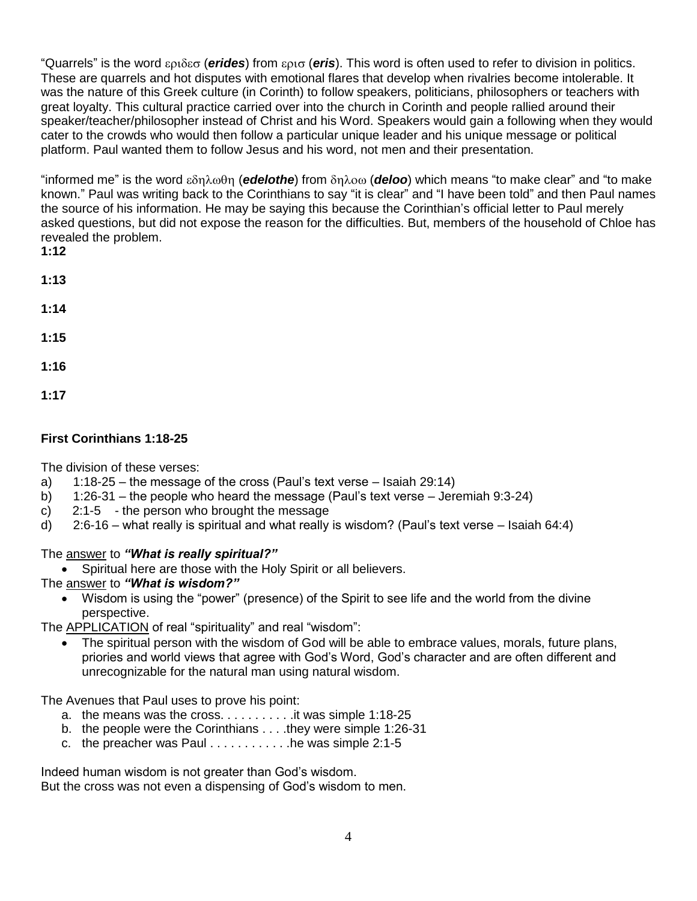"Quarrels" is the word εριδεσ (***erides***) from εριѕ (***eris***). This word is often used to refer to division in politics. These are quarrels and hot disputes with emotional flares that develop when rivalries become intolerable. It was the nature of this Greek culture (in Corinth) to follow speakers, politicians, philosophers or teachers with great loyalty. This cultural practice carried over into the church in Corinth and people rallied around their speaker/teacher/philosopher instead of Christ and his Word. Speakers would gain a following when they would cater to the crowds who would then follow a particular unique leader and his unique message or political platform. Paul wanted them to follow Jesus and his word, not men and their presentation.

"informed me" is the word εδηλωθη (***edelothe***) from δηλοω (***deloo***) which means "to make clear" and "to make known." Paul was writing back to the Corinthians to say "it is clear" and "I have been told" and then Paul names the source of his information. He may be saying this because the Corinthian's official letter to Paul merely asked questions, but did not expose the reason for the difficulties. But, members of the household of Chloe has revealed the problem.

**1:12**

**1:13**

**1:14**

**1:15**

**1:16**

**1:17**

**First Corinthians 1:18-25**

The division of these verses:

a) 1:18-25 – the message of the cross (Paul's text verse – Isaiah 29:14)
b) 1:26-31 – the people who heard the message (Paul's text verse – Jeremiah 9:3-24)
c) 2:1-5 - the person who brought the message
d) 2:6-16 – what really is spiritual and what really is wisdom? (Paul's text verse – Isaiah 64:4)

The answer to ***"What is really spiritual?"***

- Spiritual here are those with the Holy Spirit or all believers.

The answer to ***"What is wisdom?"***

- Wisdom is using the "power" (presence) of the Spirit to see life and the world from the divine perspective.

The APPLICATION of real "spirituality" and real "wisdom":

- The spiritual person with the wisdom of God will be able to embrace values, morals, future plans, priories and world views that agree with God's Word, God's character and are often different and unrecognizable for the natural man using natural wisdom.

The Avenues that Paul uses to prove his point:

a. the means was the cross. . . . . . . . . . .it was simple 1:18-25
b. the people were the Corinthians . . . .they were simple 1:26-31
c. the preacher was Paul . . . . . . . . . . . .he was simple 2:1-5

Indeed human wisdom is not greater than God's wisdom.
But the cross was not even a dispensing of God's wisdom to men.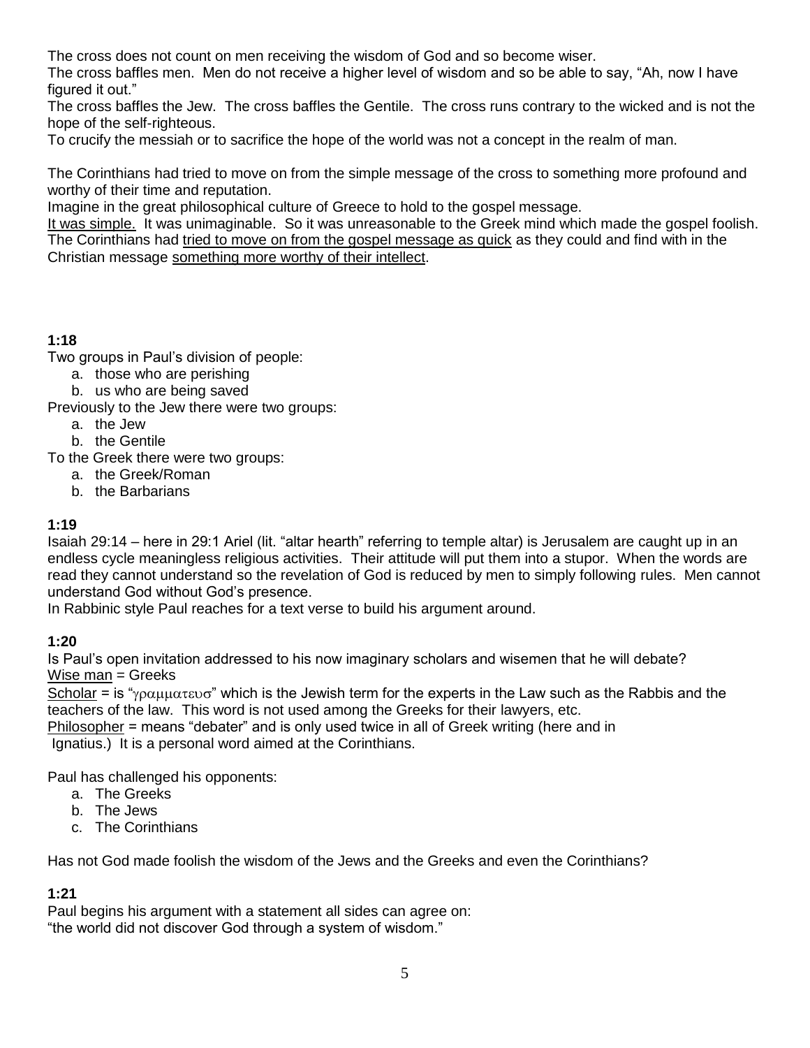The cross does not count on men receiving the wisdom of God and so become wiser.

The cross baffles men. Men do not receive a higher level of wisdom and so be able to say, "Ah, now I have figured it out."

The cross baffles the Jew. The cross baffles the Gentile. The cross runs contrary to the wicked and is not the hope of the self-righteous.

To crucify the messiah or to sacrifice the hope of the world was not a concept in the realm of man.

The Corinthians had tried to move on from the simple message of the cross to something more profound and worthy of their time and reputation.

Imagine in the great philosophical culture of Greece to hold to the gospel message.

<u>It was simple.</u> It was unimaginable. So it was unreasonable to the Greek mind which made the gospel foolish. The Corinthians had <u>tried to move on from the gospel message as quick</u> as they could and find with in the Christian message <u>something more worthy of their intellect</u>.

**1:18**

Two groups in Paul's division of people:

a. those who are perishing
b. us who are being saved

Previously to the Jew there were two groups:

a. the Jew
b. the Gentile

To the Greek there were two groups:

a. the Greek/Roman
b. the Barbarians

**1:19**

Isaiah 29:14 – here in 29:1 Ariel (lit. "altar hearth" referring to temple altar) is Jerusalem are caught up in an endless cycle meaningless religious activities. Their attitude will put them into a stupor. When the words are read they cannot understand so the revelation of God is reduced by men to simply following rules. Men cannot understand God without God's presence.

In Rabbinic style Paul reaches for a text verse to build his argument around.

**1:20**

Is Paul's open invitation addressed to his now imaginary scholars and wisemen that he will debate?

<u>Wise man</u> = Greeks

<u>Scholar</u> = is "γραμματευσ" which is the Jewish term for the experts in the Law such as the Rabbis and the teachers of the law. This word is not used among the Greeks for their lawyers, etc.

<u>Philosopher</u> = means "debater" and is only used twice in all of Greek writing (here and in Ignatius.) It is a personal word aimed at the Corinthians.

Paul has challenged his opponents:

a. The Greeks
b. The Jews
c. The Corinthians

Has not God made foolish the wisdom of the Jews and the Greeks and even the Corinthians?

**1:21**

Paul begins his argument with a statement all sides can agree on:
"the world did not discover God through a system of wisdom."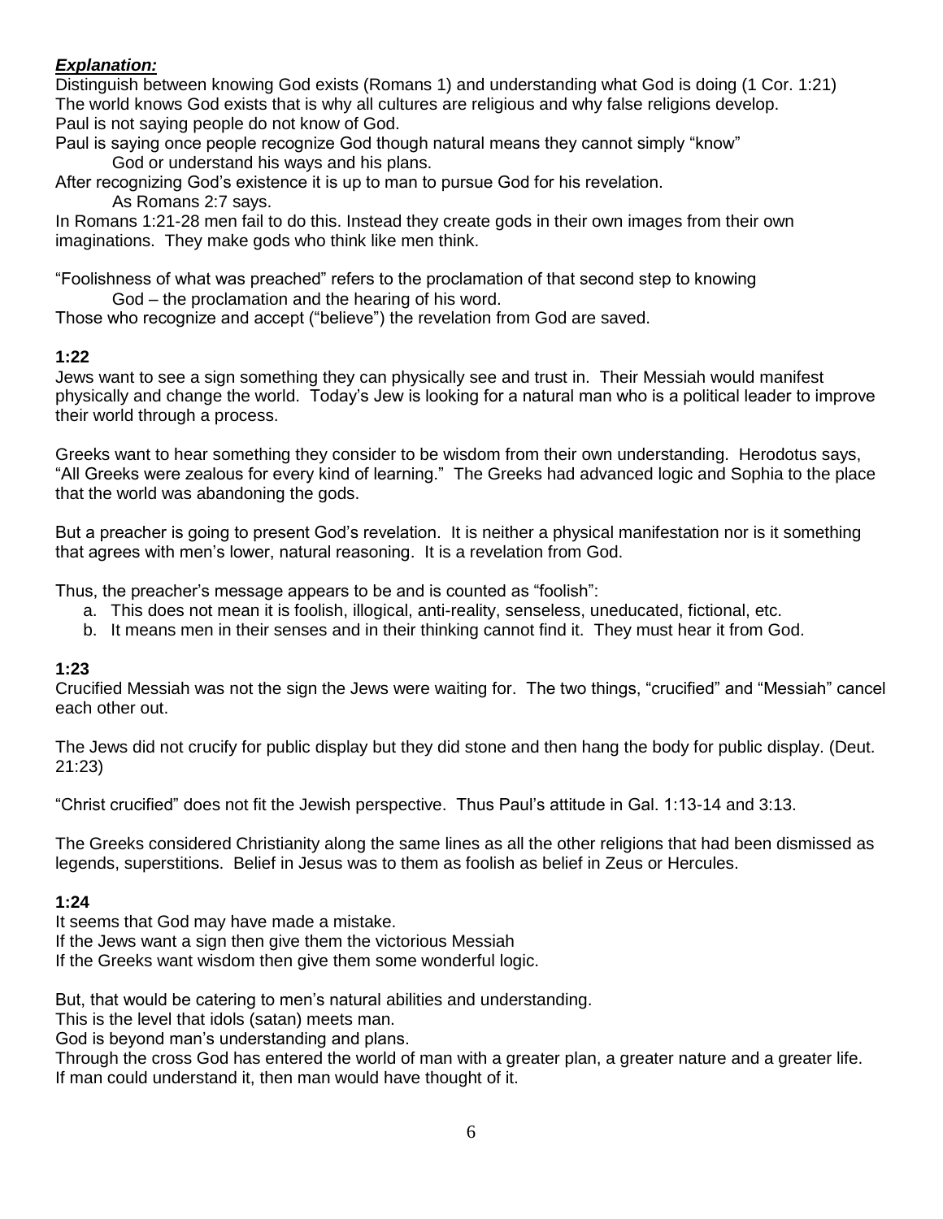***Explanation:***

Distinguish between knowing God exists (Romans 1) and understanding what God is doing (1 Cor. 1:21)
The world knows God exists that is why all cultures are religious and why false religions develop.
Paul is not saying people do not know of God.
Paul is saying once people recognize God though natural means they cannot simply "know"
God or understand his ways and his plans.
After recognizing God's existence it is up to man to pursue God for his revelation.
As Romans 2:7 says.
In Romans 1:21-28 men fail to do this. Instead they create gods in their own images from their own imaginations. They make gods who think like men think.

"Foolishness of what was preached" refers to the proclamation of that second step to knowing
God – the proclamation and the hearing of his word.
Those who recognize and accept ("believe") the revelation from God are saved.

**1:22**

Jews want to see a sign something they can physically see and trust in. Their Messiah would manifest physically and change the world. Today's Jew is looking for a natural man who is a political leader to improve their world through a process.

Greeks want to hear something they consider to be wisdom from their own understanding. Herodotus says, "All Greeks were zealous for every kind of learning." The Greeks had advanced logic and Sophia to the place that the world was abandoning the gods.

But a preacher is going to present God's revelation. It is neither a physical manifestation nor is it something that agrees with men's lower, natural reasoning. It is a revelation from God.

Thus, the preacher's message appears to be and is counted as "foolish":

a. This does not mean it is foolish, illogical, anti-reality, senseless, uneducated, fictional, etc.
b. It means men in their senses and in their thinking cannot find it. They must hear it from God.

**1:23**

Crucified Messiah was not the sign the Jews were waiting for. The two things, "crucified" and "Messiah" cancel each other out.

The Jews did not crucify for public display but they did stone and then hang the body for public display. (Deut. 21:23)

"Christ crucified" does not fit the Jewish perspective. Thus Paul's attitude in Gal. 1:13-14 and 3:13.

The Greeks considered Christianity along the same lines as all the other religions that had been dismissed as legends, superstitions. Belief in Jesus was to them as foolish as belief in Zeus or Hercules.

**1:24**

It seems that God may have made a mistake.
If the Jews want a sign then give them the victorious Messiah
If the Greeks want wisdom then give them some wonderful logic.

But, that would be catering to men's natural abilities and understanding.
This is the level that idols (satan) meets man.
God is beyond man's understanding and plans.
Through the cross God has entered the world of man with a greater plan, a greater nature and a greater life.
If man could understand it, then man would have thought of it.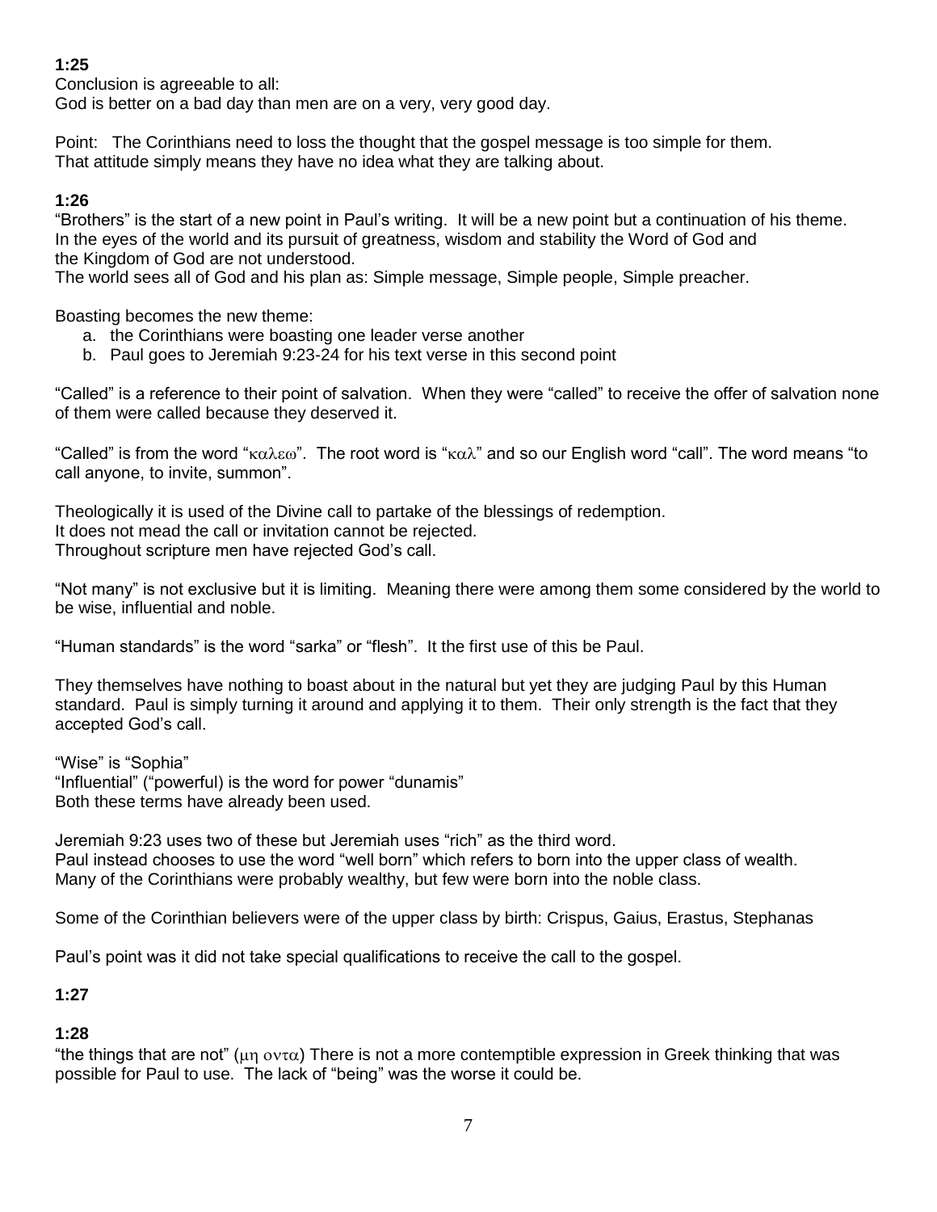**1:25**
Conclusion is agreeable to all:
God is better on a bad day than men are on a very, very good day.

Point: The Corinthians need to loss the thought that the gospel message is too simple for them.
That attitude simply means they have no idea what they are talking about.

**1:26**
"Brothers" is the start of a new point in Paul's writing. It will be a new point but a continuation of his theme.
In the eyes of the world and its pursuit of greatness, wisdom and stability the Word of God and
the Kingdom of God are not understood.
The world sees all of God and his plan as: Simple message, Simple people, Simple preacher.

Boasting becomes the new theme:

a. the Corinthians were boasting one leader verse another
b. Paul goes to Jeremiah 9:23-24 for his text verse in this second point

"Called" is a reference to their point of salvation. When they were "called" to receive the offer of salvation none of them were called because they deserved it.

"Called" is from the word "καλεω". The root word is "καλ" and so our English word "call". The word means "to call anyone, to invite, summon".

Theologically it is used of the Divine call to partake of the blessings of redemption.
It does not mead the call or invitation cannot be rejected.
Throughout scripture men have rejected God's call.

"Not many" is not exclusive but it is limiting. Meaning there were among them some considered by the world to be wise, influential and noble.

"Human standards" is the word "sarka" or "flesh". It the first use of this be Paul.

They themselves have nothing to boast about in the natural but yet they are judging Paul by this Human standard. Paul is simply turning it around and applying it to them. Their only strength is the fact that they accepted God's call.

"Wise" is "Sophia"
"Influential" ("powerful) is the word for power "dunamis"
Both these terms have already been used.

Jeremiah 9:23 uses two of these but Jeremiah uses "rich" as the third word.
Paul instead chooses to use the word "well born" which refers to born into the upper class of wealth.
Many of the Corinthians were probably wealthy, but few were born into the noble class.

Some of the Corinthian believers were of the upper class by birth: Crispus, Gaius, Erastus, Stephanas

Paul's point was it did not take special qualifications to receive the call to the gospel.

**1:27**

**1:28**
"the things that are not" (μη οντα) There is not a more contemptible expression in Greek thinking that was possible for Paul to use. The lack of "being" was the worse it could be.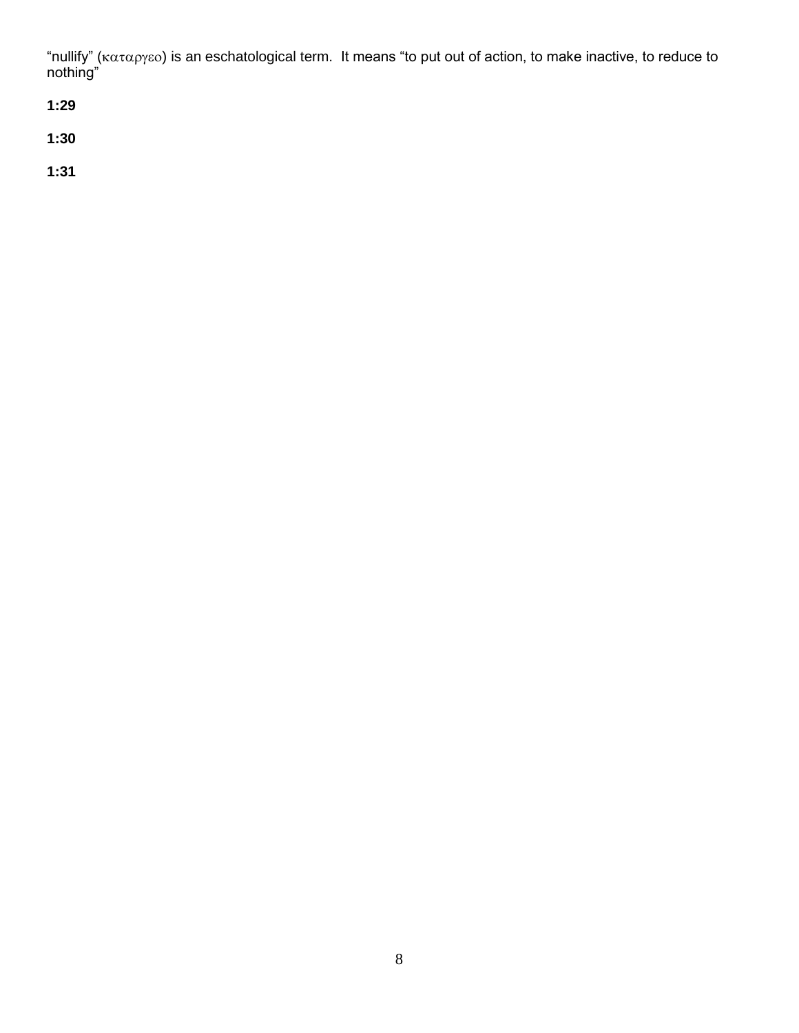"nullify" (καταργεο) is an eschatological term. It means "to put out of action, to make inactive, to reduce to nothing"

**1:29**

**1:30**

**1:31**